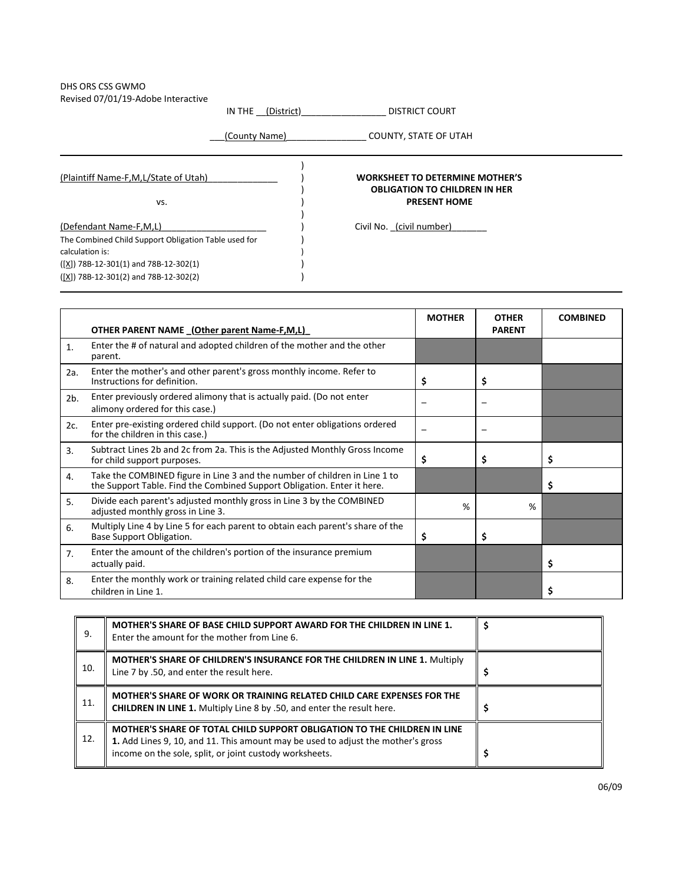DHS ORS CSS GWMO
Revised 07/01/19-Adobe Interactive

IN THE __(District)_________________ DISTRICT COURT

___(County Name)________________ COUNTY, STATE OF UTAH

(Plaintiff Name-F,M,L/State of Utah)______________

vs.

(Defendant Name-F,M,L)_____________________

The Combined Child Support Obligation Table used for calculation is:
([X]) 78B-12-301(1) and 78B-12-302(1)
([X]) 78B-12-301(2) and 78B-12-302(2)

**WORKSHEET TO DETERMINE MOTHER'S OBLIGATION TO CHILDREN IN HER PRESENT HOME**

Civil No. _(civil number)_______

| | **OTHER PARENT NAME _(Other parent Name-F,M,L)_** | **MOTHER** | **OTHER PARENT** | **COMBINED** |
|---|---|---|---|---|
| 1. | Enter the # of natural and adopted children of the mother and the other parent. | | | |
| 2a. | Enter the mother's and other parent's gross monthly income. Refer to Instructions for definition. | $ | $ | |
| 2b. | Enter previously ordered alimony that is actually paid. (Do not enter alimony ordered for this case.) | – | – | |
| 2c. | Enter pre-existing ordered child support. (Do not enter obligations ordered for the children in this case.) | – | – | |
| 3. | Subtract Lines 2b and 2c from 2a. This is the Adjusted Monthly Gross Income for child support purposes. | $ | $ | $ |
| 4. | Take the COMBINED figure in Line 3 and the number of children in Line 1 to the Support Table. Find the Combined Support Obligation. Enter it here. | | | $ |
| 5. | Divide each parent's adjusted monthly gross in Line 3 by the COMBINED adjusted monthly gross in Line 3. | % | % | |
| 6. | Multiply Line 4 by Line 5 for each parent to obtain each parent's share of the Base Support Obligation. | $ | $ | |
| 7. | Enter the amount of the children's portion of the insurance premium actually paid. | | | $ |
| 8. | Enter the monthly work or training related child care expense for the children in Line 1. | | | $ |

| | | |
|---|---|---|
| 9. | **MOTHER'S SHARE OF BASE CHILD SUPPORT AWARD FOR THE CHILDREN IN LINE 1.** Enter the amount for the mother from Line 6. | $ |
| 10. | **MOTHER'S SHARE OF CHILDREN'S INSURANCE FOR THE CHILDREN IN LINE 1.** Multiply Line 7 by .50, and enter the result here. | $ |
| 11. | **MOTHER'S SHARE OF WORK OR TRAINING RELATED CHILD CARE EXPENSES FOR THE CHILDREN IN LINE 1.** Multiply Line 8 by .50, and enter the result here. | $ |
| 12. | **MOTHER'S SHARE OF TOTAL CHILD SUPPORT OBLIGATION TO THE CHILDREN IN LINE 1.** Add Lines 9, 10, and 11. This amount may be used to adjust the mother's gross income on the sole, split, or joint custody worksheets. | $ |

06/09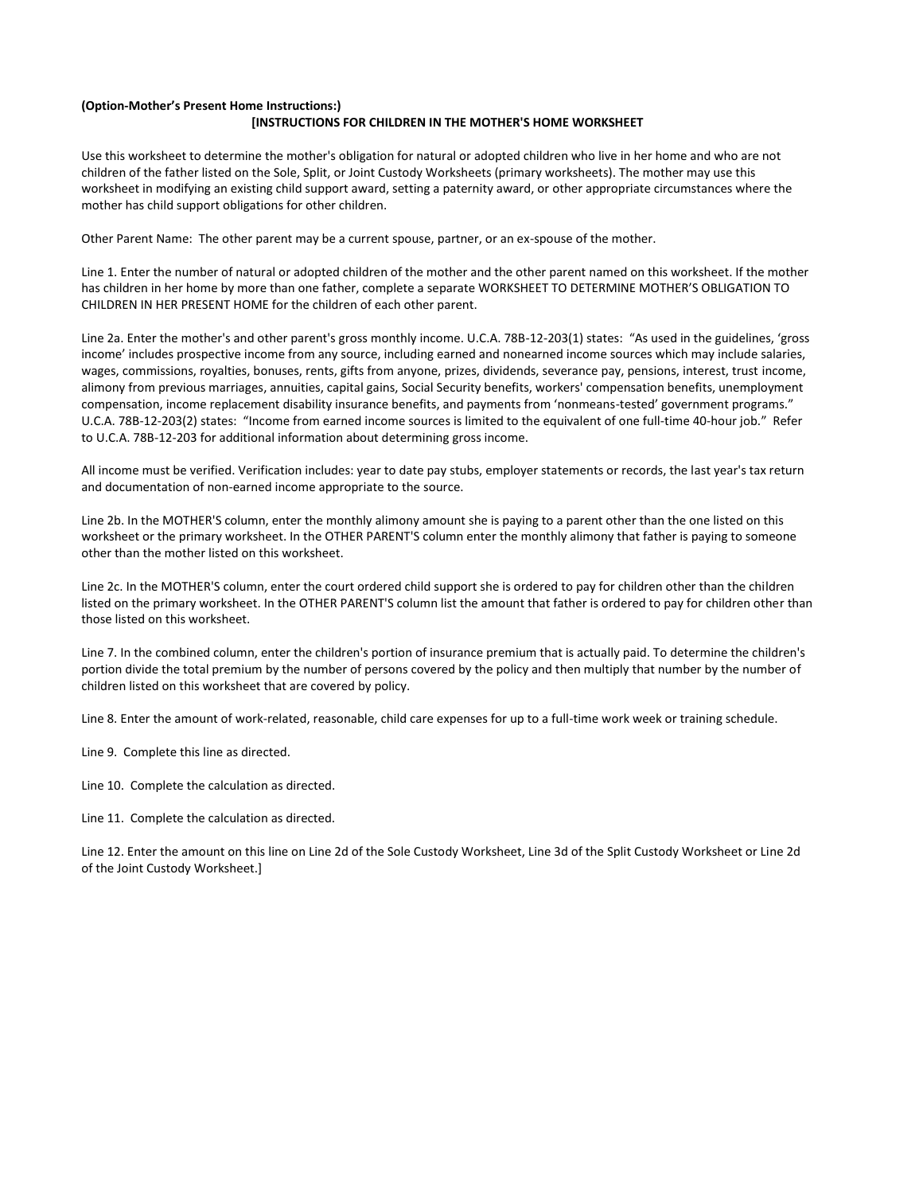**(Option-Mother's Present Home Instructions:)**

**[INSTRUCTIONS FOR CHILDREN IN THE MOTHER'S HOME WORKSHEET**

Use this worksheet to determine the mother's obligation for natural or adopted children who live in her home and who are not children of the father listed on the Sole, Split, or Joint Custody Worksheets (primary worksheets). The mother may use this worksheet in modifying an existing child support award, setting a paternity award, or other appropriate circumstances where the mother has child support obligations for other children.

Other Parent Name: The other parent may be a current spouse, partner, or an ex-spouse of the mother.

Line 1. Enter the number of natural or adopted children of the mother and the other parent named on this worksheet. If the mother has children in her home by more than one father, complete a separate WORKSHEET TO DETERMINE MOTHER'S OBLIGATION TO CHILDREN IN HER PRESENT HOME for the children of each other parent.

Line 2a. Enter the mother's and other parent's gross monthly income. U.C.A. 78B-12-203(1) states: "As used in the guidelines, 'gross income' includes prospective income from any source, including earned and nonearned income sources which may include salaries, wages, commissions, royalties, bonuses, rents, gifts from anyone, prizes, dividends, severance pay, pensions, interest, trust income, alimony from previous marriages, annuities, capital gains, Social Security benefits, workers' compensation benefits, unemployment compensation, income replacement disability insurance benefits, and payments from 'nonmeans-tested' government programs." U.C.A. 78B-12-203(2) states: "Income from earned income sources is limited to the equivalent of one full-time 40-hour job." Refer to U.C.A. 78B-12-203 for additional information about determining gross income.

All income must be verified. Verification includes: year to date pay stubs, employer statements or records, the last year's tax return and documentation of non-earned income appropriate to the source.

Line 2b. In the MOTHER'S column, enter the monthly alimony amount she is paying to a parent other than the one listed on this worksheet or the primary worksheet. In the OTHER PARENT'S column enter the monthly alimony that father is paying to someone other than the mother listed on this worksheet.

Line 2c. In the MOTHER'S column, enter the court ordered child support she is ordered to pay for children other than the children listed on the primary worksheet. In the OTHER PARENT'S column list the amount that father is ordered to pay for children other than those listed on this worksheet.

Line 7. In the combined column, enter the children's portion of insurance premium that is actually paid. To determine the children's portion divide the total premium by the number of persons covered by the policy and then multiply that number by the number of children listed on this worksheet that are covered by policy.

Line 8. Enter the amount of work-related, reasonable, child care expenses for up to a full-time work week or training schedule.

Line 9. Complete this line as directed.

Line 10. Complete the calculation as directed.

Line 11. Complete the calculation as directed.

Line 12. Enter the amount on this line on Line 2d of the Sole Custody Worksheet, Line 3d of the Split Custody Worksheet or Line 2d of the Joint Custody Worksheet.]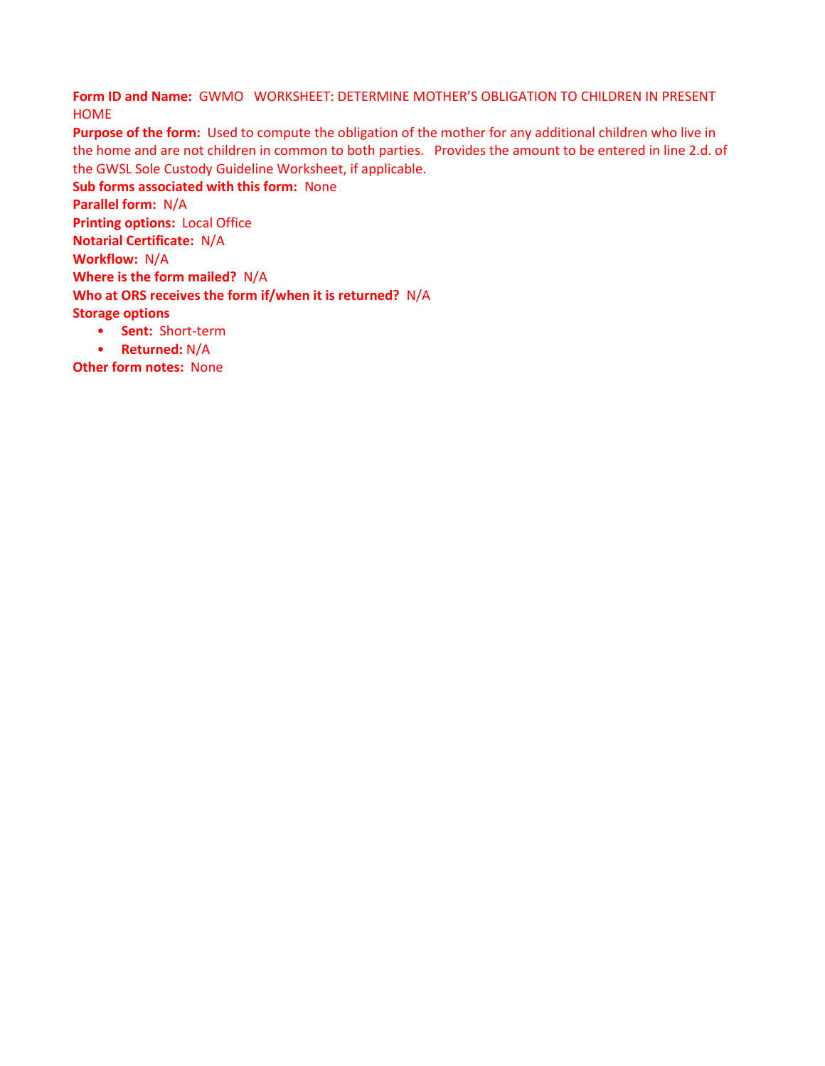**Form ID and Name:** GWMO WORKSHEET: DETERMINE MOTHER'S OBLIGATION TO CHILDREN IN PRESENT HOME

**Purpose of the form:** Used to compute the obligation of the mother for any additional children who live in the home and are not children in common to both parties. Provides the amount to be entered in line 2.d. of the GWSL Sole Custody Guideline Worksheet, if applicable.

**Sub forms associated with this form:** None

**Parallel form:** N/A

**Printing options:** Local Office

**Notarial Certificate:** N/A

**Workflow:** N/A

**Where is the form mailed?** N/A

**Who at ORS receives the form if/when it is returned?** N/A

**Storage options**

- **Sent:** Short-term
- **Returned:** N/A

**Other form notes:** None